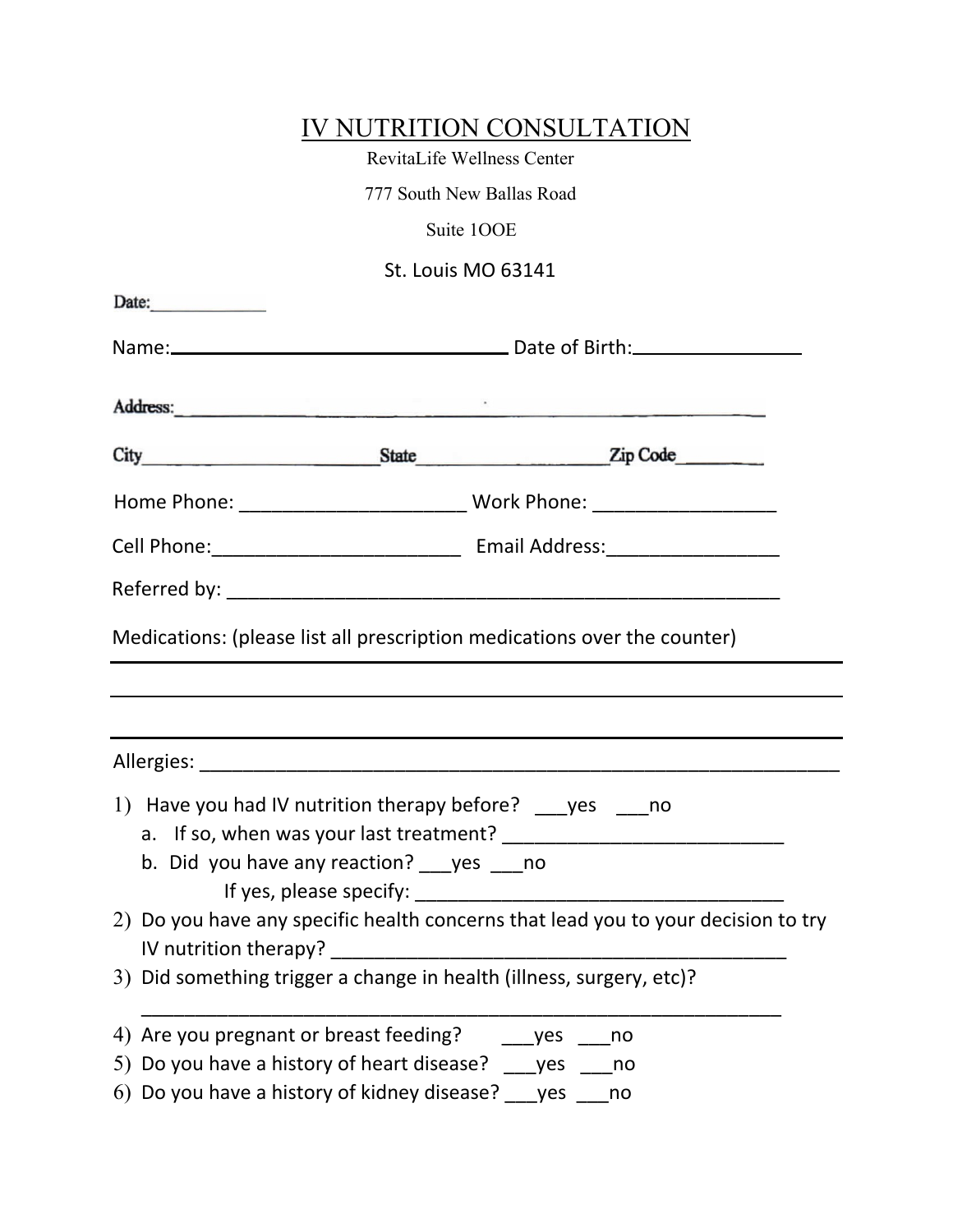# IV NUTRITION CONSULTATION

RevitaLife Wellness Center

777 South New Ballas Road

Suite 1OOE

St. Louis MO 63141

Date:____________

Name:________________________________ Date of Birth:_______________

Address:____________________________________________________________

City______________________State___________________Zip Code________

Home Phone: _____________________ Work Phone: _________________

Cell Phone:_______________________ Email Address:________________

Referred by: _____________________________________________________

Medications: (please list all prescription medications over the counter)

______________________________________________________________________

______________________________________________________________________

______________________________________________________________________

Allergies: _________________________________________________________

1) Have you had IV nutrition therapy before? ___yes ___no
   a. If so, when was your last treatment? ___________________________
   b. Did you have any reaction? ___yes ___no
      If yes, please specify: ___________________________________
2) Do you have any specific health concerns that lead you to your decision to try IV nutrition therapy? ___________________________________________
3) Did something trigger a change in health (illness, surgery, etc)?
   ___________________________________________________________
4) Are you pregnant or breast feeding? ___yes ___no
5) Do you have a history of heart disease? ___yes ___no
6) Do you have a history of kidney disease? ___yes ___no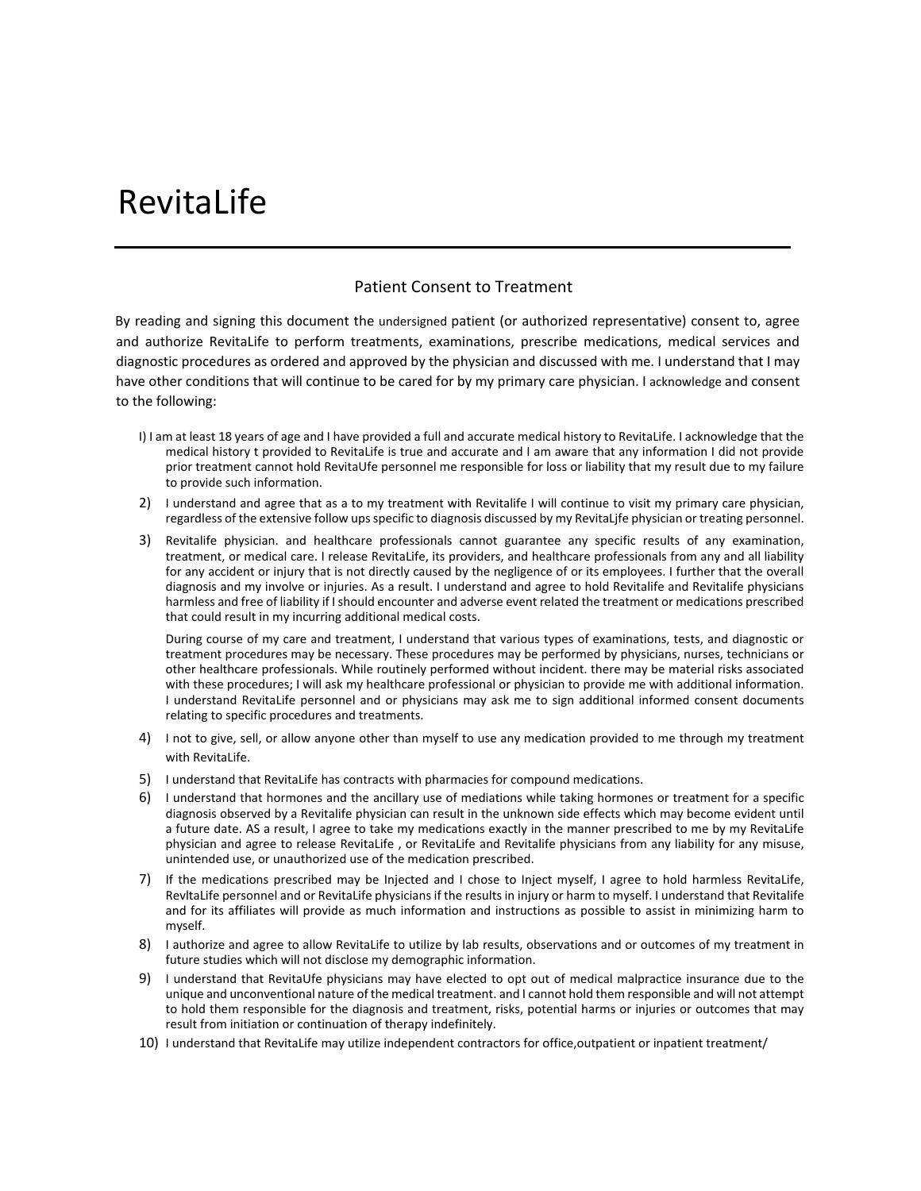# RevitaLife

---

## Patient Consent to Treatment

By reading and signing this document the undersigned patient (or authorized representative) consent to, agree and authorize RevitaLife to perform treatments, examinations, prescribe medications, medical services and diagnostic procedures as ordered and approved by the physician and discussed with me. I understand that I may have other conditions that will continue to be cared for by my primary care physician. I acknowledge and consent to the following:

I) I am at least 18 years of age and I have provided a full and accurate medical history to RevitaLife. I acknowledge that the medical history t provided to RevitaLife is true and accurate and I am aware that any information I did not provide prior treatment cannot hold RevitaUfe personnel me responsible for loss or liability that my result due to my failure to provide such information.

2) I understand and agree that as a to my treatment with Revitalife I will continue to visit my primary care physician, regardless of the extensive follow ups specific to diagnosis discussed by my RevitaLjfe physician or treating personnel.

3) Revitalife physician. and healthcare professionals cannot guarantee any specific results of any examination, treatment, or medical care. I release RevitaLife, its providers, and healthcare professionals from any and all liability for any accident or injury that is not directly caused by the negligence of or its employees. I further that the overall diagnosis and my involve or injuries. As a result. I understand and agree to hold Revitalife and Revitalife physicians harmless and free of liability if I should encounter and adverse event related the treatment or medications prescribed that could result in my incurring additional medical costs.

   During course of my care and treatment, I understand that various types of examinations, tests, and diagnostic or treatment procedures may be necessary. These procedures may be performed by physicians, nurses, technicians or other healthcare professionals. While routinely performed without incident. there may be material risks associated with these procedures; I will ask my healthcare professional or physician to provide me with additional information. I understand RevitaLife personnel and or physicians may ask me to sign additional informed consent documents relating to specific procedures and treatments.

4) I not to give, sell, or allow anyone other than myself to use any medication provided to me through my treatment with RevitaLife.

5) I understand that RevitaLife has contracts with pharmacies for compound medications.

6) I understand that hormones and the ancillary use of mediations while taking hormones or treatment for a specific diagnosis observed by a Revitalife physician can result in the unknown side effects which may become evident until a future date. AS a result, I agree to take my medications exactly in the manner prescribed to me by my RevitaLife physician and agree to release RevitaLife , or RevitaLife and Revitalife physicians from any liability for any misuse, unintended use, or unauthorized use of the medication prescribed.

7) If the medications prescribed may be Injected and I chose to Inject myself, I agree to hold harmless RevitaLife, RevltaLife personnel and or RevitaLife physicians if the results in injury or harm to myself. I understand that Revitalife and for its affiliates will provide as much information and instructions as possible to assist in minimizing harm to myself.

8) I authorize and agree to allow RevitaLife to utilize by lab results, observations and or outcomes of my treatment in future studies which will not disclose my demographic information.

9) I understand that RevitaUfe physicians may have elected to opt out of medical malpractice insurance due to the unique and unconventional nature of the medical treatment. and I cannot hold them responsible and will not attempt to hold them responsible for the diagnosis and treatment, risks, potential harms or injuries or outcomes that may result from initiation or continuation of therapy indefinitely.

10) I understand that RevitaLife may utilize independent contractors for office,outpatient or inpatient treatment/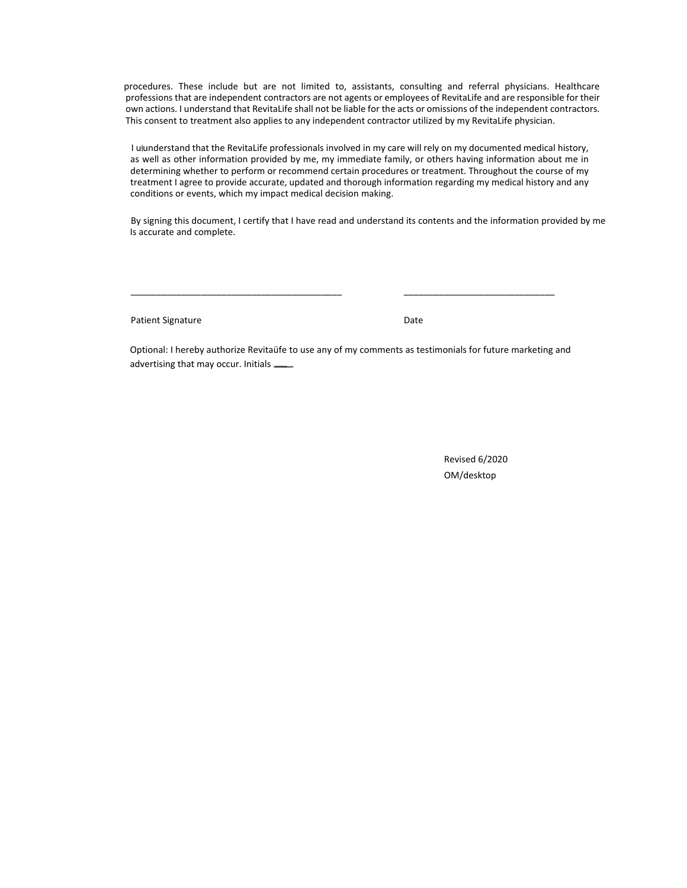procedures. These include but are not limited to, assistants, consulting and referral physicians. Healthcare professions that are independent contractors are not agents or employees of RevitaLife and are responsible for their own actions. I understand that RevitaLife shall not be liable for the acts or omissions of the independent contractors. This consent to treatment also applies to any independent contractor utilized by my RevitaLife physician.

I ulunderstand that the RevitaLife professionals involved in my care will rely on my documented medical history, as well as other information provided by me, my immediate family, or others having information about me in determining whether to perform or recommend certain procedures or treatment. Throughout the course of my treatment I agree to provide accurate, updated and thorough information regarding my medical history and any conditions or events, which my impact medical decision making.

By signing this document, I certify that I have read and understand its contents and the information provided by me Is accurate and complete.

_____________________________________________ ________________________________

Patient Signature Date

Optional: I hereby authorize Revitaüfe to use any of my comments as testimonials for future marketing and advertising that may occur. Initials ____

Revised 6/2020
OM/desktop